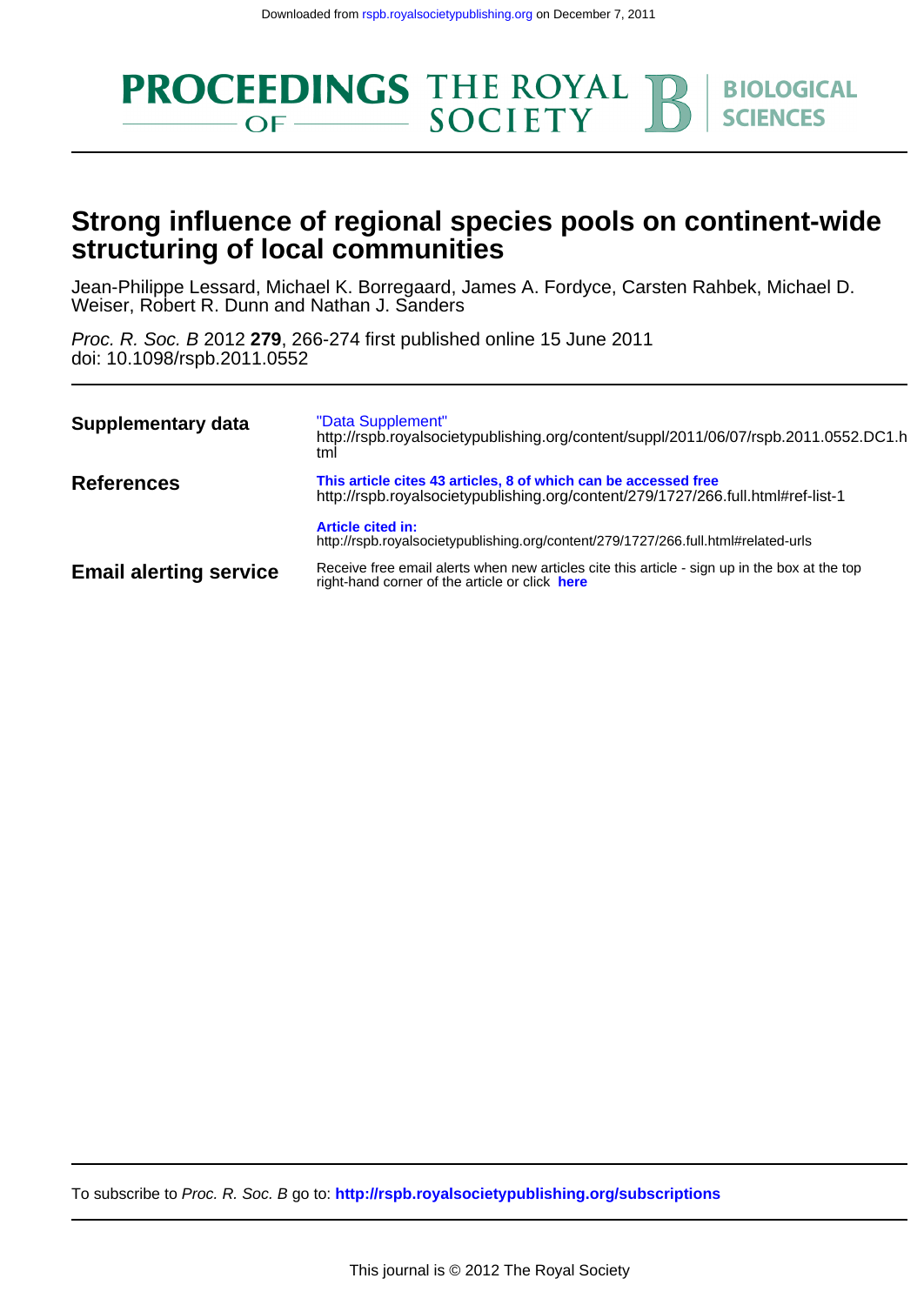Downloaded from rspb.royalsocietypublishing.org on December 7, 2011

PROCEEDINGS OF THE ROYAL SOCIETY B BIOLOGICAL SCIENCES

# Strong influence of regional species pools on continent-wide structuring of local communities

Jean-Philippe Lessard, Michael K. Borregaard, James A. Fordyce, Carsten Rahbek, Michael D. Weiser, Robert R. Dunn and Nathan J. Sanders

*Proc. R. Soc. B* 2012 **279**, 266-274 first published online 15 June 2011
doi: 10.1098/rspb.2011.0552

| | |
|---|---|
| **Supplementary data** | "Data Supplement" http://rspb.royalsocietypublishing.org/content/suppl/2011/06/07/rspb.2011.0552.DC1.html |
| **References** | **This article cites 43 articles, 8 of which can be accessed free** http://rspb.royalsocietypublishing.org/content/279/1727/266.full.html#ref-list-1 |
| | **Article cited in:** http://rspb.royalsocietypublishing.org/content/279/1727/266.full.html#related-urls |
| **Email alerting service** | Receive free email alerts when new articles cite this article - sign up in the box at the top right-hand corner of the article or click **here** |

To subscribe to *Proc. R. Soc. B* go to: **http://rspb.royalsocietypublishing.org/subscriptions**

This journal is © 2012 The Royal Society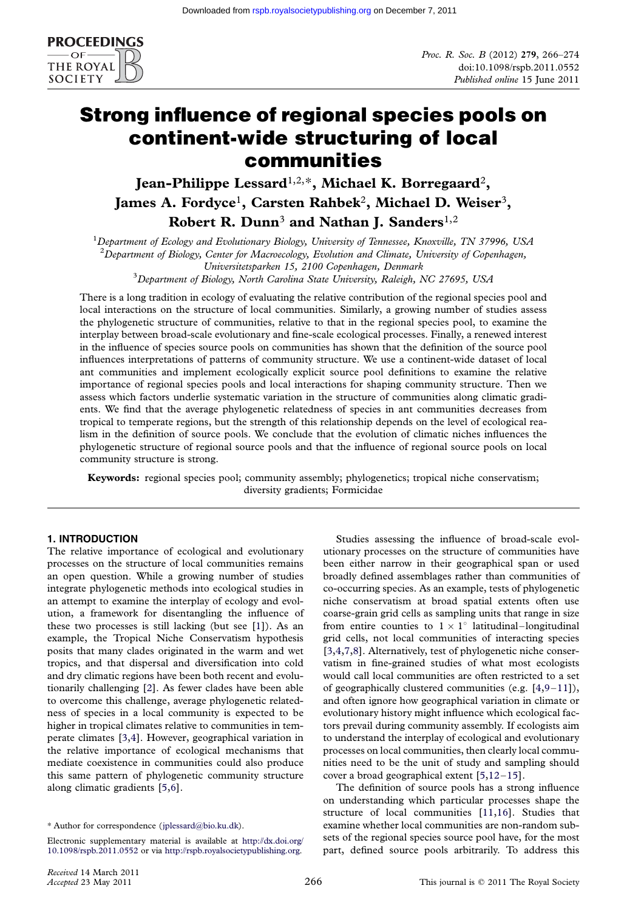# Strong influence of regional species pools on continent-wide structuring of local communities

**Jean-Philippe Lessard**[1,2,*], **Michael K. Borregaard**[2], **James A. Fordyce**[1], **Carsten Rahbek**[2], **Michael D. Weiser**[3], **Robert R. Dunn**[3] **and Nathan J. Sanders**[1,2]

[1]*Department of Ecology and Evolutionary Biology, University of Tennessee, Knoxville, TN 37996, USA*
[2]*Department of Biology, Center for Macroecology, Evolution and Climate, University of Copenhagen, Universitetsparken 15, 2100 Copenhagen, Denmark*
[3]*Department of Biology, North Carolina State University, Raleigh, NC 27695, USA*

There is a long tradition in ecology of evaluating the relative contribution of the regional species pool and local interactions on the structure of local communities. Similarly, a growing number of studies assess the phylogenetic structure of communities, relative to that in the regional species pool, to examine the interplay between broad-scale evolutionary and fine-scale ecological processes. Finally, a renewed interest in the influence of species source pools on communities has shown that the definition of the source pool influences interpretations of patterns of community structure. We use a continent-wide dataset of local ant communities and implement ecologically explicit source pool definitions to examine the relative importance of regional species pools and local interactions for shaping community structure. Then we assess which factors underlie systematic variation in the structure of communities along climatic gradients. We find that the average phylogenetic relatedness of species in ant communities decreases from tropical to temperate regions, but the strength of this relationship depends on the level of ecological realism in the definition of source pools. We conclude that the evolution of climatic niches influences the phylogenetic structure of regional source pools and that the influence of regional source pools on local community structure is strong.

**Keywords:** regional species pool; community assembly; phylogenetics; tropical niche conservatism; diversity gradients; Formicidae

## 1. INTRODUCTION

The relative importance of ecological and evolutionary processes on the structure of local communities remains an open question. While a growing number of studies integrate phylogenetic methods into ecological studies in an attempt to examine the interplay of ecology and evolution, a framework for disentangling the influence of these two processes is still lacking (but see [1]). As an example, the Tropical Niche Conservatism hypothesis posits that many clades originated in the warm and wet tropics, and that dispersal and diversification into cold and dry climatic regions have been both recent and evolutionarily challenging [2]. As fewer clades have been able to overcome this challenge, average phylogenetic relatedness of species in a local community is expected to be higher in tropical climates relative to communities in temperate climates [3,4]. However, geographical variation in the relative importance of ecological mechanisms that mediate coexistence in communities could also produce this same pattern of phylogenetic community structure along climatic gradients [5,6].

Studies assessing the influence of broad-scale evolutionary processes on the structure of communities have been either narrow in their geographical span or used broadly defined assemblages rather than communities of co-occurring species. As an example, tests of phylogenetic niche conservatism at broad spatial extents often use coarse-grain grid cells as sampling units that range in size from entire counties to $1 \times 1^{\circ}$ latitudinal–longitudinal grid cells, not local communities of interacting species [3,4,7,8]. Alternatively, test of phylogenetic niche conservatism in fine-grained studies of what most ecologists would call local communities are often restricted to a set of geographically clustered communities (e.g. [4,9–11]), and often ignore how geographical variation in climate or evolutionary history might influence which ecological factors prevail during community assembly. If ecologists aim to understand the interplay of ecological and evolutionary processes on local communities, then clearly local communities need to be the unit of study and sampling should cover a broad geographical extent [5,12–15].

The definition of source pools has a strong influence on understanding which particular processes shape the structure of local communities [11,16]. Studies that examine whether local communities are non-random subsets of the regional species source pool have, for the most part, defined source pools arbitrarily. To address this

\* Author for correspondence (jplessard@bio.ku.dk).

Electronic supplementary material is available at http://dx.doi.org/10.1098/rspb.2011.0552 or via http://rspb.royalsocietypublishing.org.

Received 14 March 2011
Accepted 23 May 2011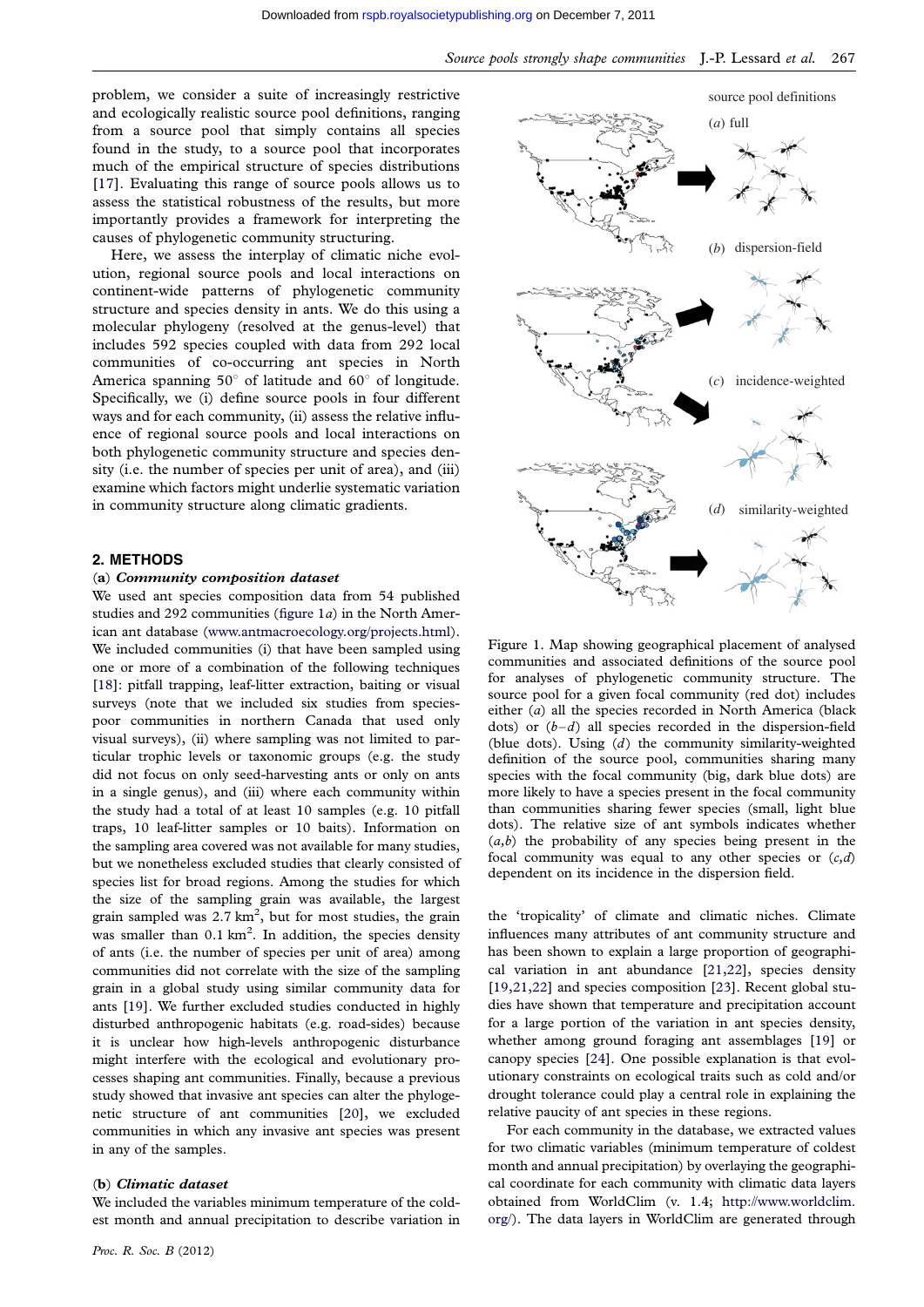problem, we consider a suite of increasingly restrictive and ecologically realistic source pool definitions, ranging from a source pool that simply contains all species found in the study, to a source pool that incorporates much of the empirical structure of species distributions [17]. Evaluating this range of source pools allows us to assess the statistical robustness of the results, but more importantly provides a framework for interpreting the causes of phylogenetic community structuring.

Here, we assess the interplay of climatic niche evolution, regional source pools and local interactions on continent-wide patterns of phylogenetic community structure and species density in ants. We do this using a molecular phylogeny (resolved at the genus-level) that includes 592 species coupled with data from 292 local communities of co-occurring ant species in North America spanning 50° of latitude and 60° of longitude. Specifically, we (i) define source pools in four different ways and for each community, (ii) assess the relative influence of regional source pools and local interactions on both phylogenetic community structure and species density (i.e. the number of species per unit of area), and (iii) examine which factors might underlie systematic variation in community structure along climatic gradients.

## 2. METHODS

### (a) *Community composition dataset*

We used ant species composition data from 54 published studies and 292 communities (figure 1*a*) in the North American ant database (www.antmacroecology.org/projects.html). We included communities (i) that have been sampled using one or more of a combination of the following techniques [18]: pitfall trapping, leaf-litter extraction, baiting or visual surveys (note that we included six studies from species-poor communities in northern Canada that used only visual surveys), (ii) where sampling was not limited to particular trophic levels or taxonomic groups (e.g. the study did not focus on only seed-harvesting ants or only on ants in a single genus), and (iii) where each community within the study had a total of at least 10 samples (e.g. 10 pitfall traps, 10 leaf-litter samples or 10 baits). Information on the sampling area covered was not available for many studies, but we nonetheless excluded studies that clearly consisted of species list for broad regions. Among the studies for which the size of the sampling grain was available, the largest grain sampled was 2.7 km$^2$, but for most studies, the grain was smaller than 0.1 km$^2$. In addition, the species density of ants (i.e. the number of species per unit of area) among communities did not correlate with the size of the sampling grain in a global study using similar community data for ants [19]. We further excluded studies conducted in highly disturbed anthropogenic habitats (e.g. road-sides) because it is unclear how high-levels anthropogenic disturbance might interfere with the ecological and evolutionary processes shaping ant communities. Finally, because a previous study showed that invasive ant species can alter the phylogenetic structure of ant communities [20], we excluded communities in which any invasive ant species was present in any of the samples.

### (b) *Climatic dataset*

We included the variables minimum temperature of the coldest month and annual precipitation to describe variation in the 'tropicality' of climate and climatic niches. Climate influences many attributes of ant community structure and has been shown to explain a large proportion of geographical variation in ant abundance [21,22], species density [19,21,22] and species composition [23]. Recent global studies have shown that temperature and precipitation account for a large portion of the variation in ant species density, whether among ground foraging ant assemblages [19] or canopy species [24]. One possible explanation is that evolutionary constraints on ecological traits such as cold and/or drought tolerance could play a central role in explaining the relative paucity of ant species in these regions.

For each community in the database, we extracted values for two climatic variables (minimum temperature of coldest month and annual precipitation) by overlaying the geographical coordinate for each community with climatic data layers obtained from WorldClim (v. 1.4; http://www.worldclim.org/). The data layers in WorldClim are generated through

source pool definitions

(*a*) full

(*b*) dispersion-field

(*c*) incidence-weighted

(*d*) similarity-weighted

Figure 1. Map showing geographical placement of analysed communities and associated definitions of the source pool for analyses of phylogenetic community structure. The source pool for a given focal community (red dot) includes either (*a*) all the species recorded in North America (black dots) or (*b*–*d*) all species recorded in the dispersion-field (blue dots). Using (*d*) the community similarity-weighted definition of the source pool, communities sharing many species with the focal community (big, dark blue dots) are more likely to have a species present in the focal community than communities sharing fewer species (small, light blue dots). The relative size of ant symbols indicates whether (*a*,*b*) the probability of any species being present in the focal community was equal to any other species or (*c*,*d*) dependent on its incidence in the dispersion field.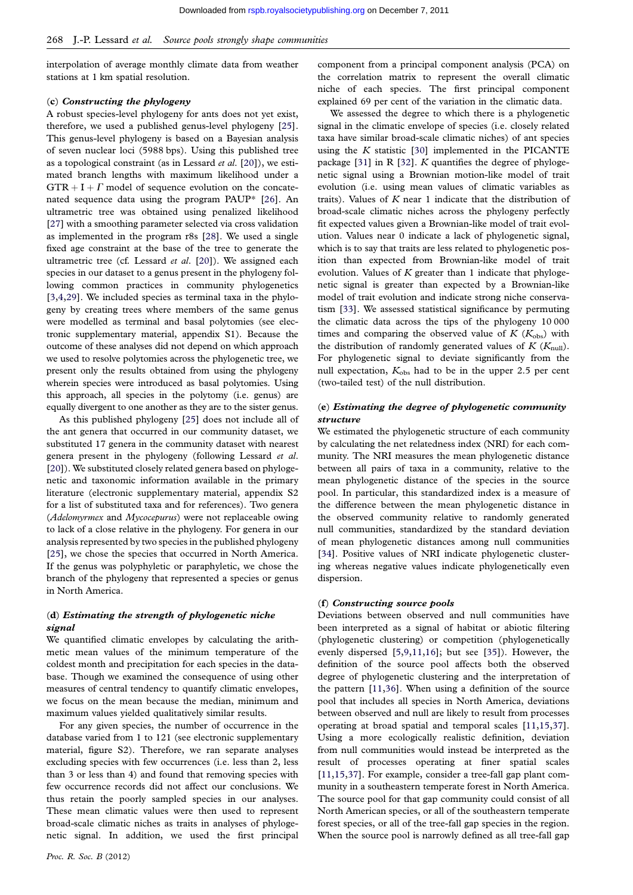interpolation of average monthly climate data from weather stations at 1 km spatial resolution.

### (c) *Constructing the phylogeny*

A robust species-level phylogeny for ants does not yet exist, therefore, we used a published genus-level phylogeny [25]. This genus-level phylogeny is based on a Bayesian analysis of seven nuclear loci (5988 bps). Using this published tree as a topological constraint (as in Lessard *et al.* [20]), we estimated branch lengths with maximum likelihood under a $GTR + I + \Gamma$ model of sequence evolution on the concatenated sequence data using the program PAUP* [26]. An ultrametric tree was obtained using penalized likelihood [27] with a smoothing parameter selected via cross validation as implemented in the program r8s [28]. We used a single fixed age constraint at the base of the tree to generate the ultrametric tree (cf. Lessard *et al*. [20]). We assigned each species in our dataset to a genus present in the phylogeny following common practices in community phylogenetics [3,4,29]. We included species as terminal taxa in the phylogeny by creating trees where members of the same genus were modelled as terminal and basal polytomies (see electronic supplementary material, appendix S1). Because the outcome of these analyses did not depend on which approach we used to resolve polytomies across the phylogenetic tree, we present only the results obtained from using the phylogeny wherein species were introduced as basal polytomies. Using this approach, all species in the polytomy (i.e. genus) are equally divergent to one another as they are to the sister genus.

As this published phylogeny [25] does not include all of the ant genera that occurred in our community dataset, we substituted 17 genera in the community dataset with nearest genera present in the phylogeny (following Lessard *et al.* [20]). We substituted closely related genera based on phylogenetic and taxonomic information available in the primary literature (electronic supplementary material, appendix S2 for a list of substituted taxa and for references). Two genera (*Adelomyrmex* and *Mycocepurus*) were not replaceable owing to lack of a close relative in the phylogeny. For genera in our analysis represented by two species in the published phylogeny [25], we chose the species that occurred in North America. If the genus was polyphyletic or paraphyletic, we chose the branch of the phylogeny that represented a species or genus in North America.

### (d) *Estimating the strength of phylogenetic niche signal*

We quantified climatic envelopes by calculating the arithmetic mean values of the minimum temperature of the coldest month and precipitation for each species in the database. Though we examined the consequence of using other measures of central tendency to quantify climatic envelopes, we focus on the mean because the median, minimum and maximum values yielded qualitatively similar results.

For any given species, the number of occurrence in the database varied from 1 to 121 (see electronic supplementary material, figure S2). Therefore, we ran separate analyses excluding species with few occurrences (i.e. less than 2, less than 3 or less than 4) and found that removing species with few occurrence records did not affect our conclusions. We thus retain the poorly sampled species in our analyses. These mean climatic values were then used to represent broad-scale climatic niches as traits in analyses of phylogenetic signal. In addition, we used the first principal component from a principal component analysis (PCA) on the correlation matrix to represent the overall climatic niche of each species. The first principal component explained 69 per cent of the variation in the climatic data.

We assessed the degree to which there is a phylogenetic signal in the climatic envelope of species (i.e. closely related taxa have similar broad-scale climatic niches) of ant species using the $K$ statistic [30] implemented in the PICANTE package [31] in R [32]. $K$ quantifies the degree of phylogenetic signal using a Brownian motion-like model of trait evolution (i.e. using mean values of climatic variables as traits). Values of $K$ near 1 indicate that the distribution of broad-scale climatic niches across the phylogeny perfectly fit expected values given a Brownian-like model of trait evolution. Values near 0 indicate a lack of phylogenetic signal, which is to say that traits are less related to phylogenetic position than expected from Brownian-like model of trait evolution. Values of $K$ greater than 1 indicate that phylogenetic signal is greater than expected by a Brownian-like model of trait evolution and indicate strong niche conservatism [33]. We assessed statistical significance by permuting the climatic data across the tips of the phylogeny 10 000 times and comparing the observed value of $K$ ($K_{obs}$) with the distribution of randomly generated values of $K$ ($K_{null}$). For phylogenetic signal to deviate significantly from the null expectation, $K_{obs}$ had to be in the upper 2.5 per cent (two-tailed test) of the null distribution.

### (e) *Estimating the degree of phylogenetic community structure*

We estimated the phylogenetic structure of each community by calculating the net relatedness index (NRI) for each community. The NRI measures the mean phylogenetic distance between all pairs of taxa in a community, relative to the mean phylogenetic distance of the species in the source pool. In particular, this standardized index is a measure of the difference between the mean phylogenetic distance in the observed community relative to randomly generated null communities, standardized by the standard deviation of mean phylogenetic distances among null communities [34]. Positive values of NRI indicate phylogenetic clustering whereas negative values indicate phylogenetically even dispersion.

### (f) *Constructing source pools*

Deviations between observed and null communities have been interpreted as a signal of habitat or abiotic filtering (phylogenetic clustering) or competition (phylogenetically evenly dispersed [5,9,11,16]; but see [35]). However, the definition of the source pool affects both the observed degree of phylogenetic clustering and the interpretation of the pattern [11,36]. When using a definition of the source pool that includes all species in North America, deviations between observed and null are likely to result from processes operating at broad spatial and temporal scales [11,15,37]. Using a more ecologically realistic definition, deviation from null communities would instead be interpreted as the result of processes operating at finer spatial scales [11,15,37]. For example, consider a tree-fall gap plant community in a southeastern temperate forest in North America. The source pool for that gap community could consist of all North American species, or all of the southeastern temperate forest species, or all of the tree-fall gap species in the region. When the source pool is narrowly defined as all tree-fall gap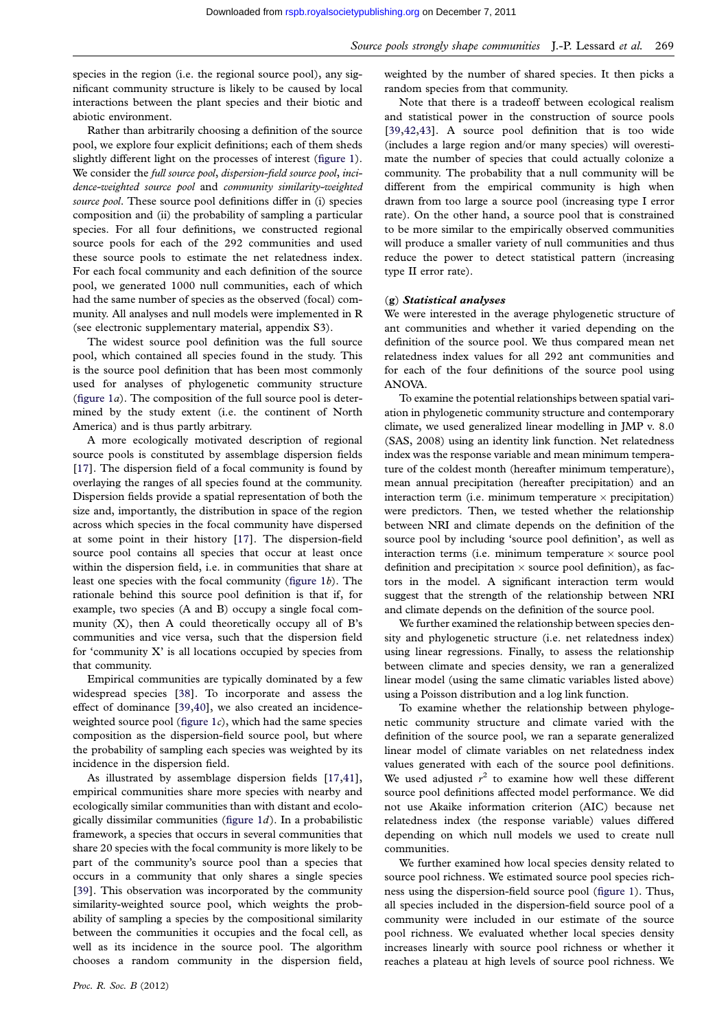species in the region (i.e. the regional source pool), any significant community structure is likely to be caused by local interactions between the plant species and their biotic and abiotic environment.

Rather than arbitrarily choosing a definition of the source pool, we explore four explicit definitions; each of them sheds slightly different light on the processes of interest (figure 1). We consider the *full source pool*, *dispersion-field source pool*, *incidence-weighted source pool* and *community similarity-weighted source pool*. These source pool definitions differ in (i) species composition and (ii) the probability of sampling a particular species. For all four definitions, we constructed regional source pools for each of the 292 communities and used these source pools to estimate the net relatedness index. For each focal community and each definition of the source pool, we generated 1000 null communities, each of which had the same number of species as the observed (focal) community. All analyses and null models were implemented in R (see electronic supplementary material, appendix S3).

The widest source pool definition was the full source pool, which contained all species found in the study. This is the source pool definition that has been most commonly used for analyses of phylogenetic community structure (figure 1*a*). The composition of the full source pool is determined by the study extent (i.e. the continent of North America) and is thus partly arbitrary.

A more ecologically motivated description of regional source pools is constituted by assemblage dispersion fields [17]. The dispersion field of a focal community is found by overlaying the ranges of all species found at the community. Dispersion fields provide a spatial representation of both the size and, importantly, the distribution in space of the region across which species in the focal community have dispersed at some point in their history [17]. The dispersion-field source pool contains all species that occur at least once within the dispersion field, i.e. in communities that share at least one species with the focal community (figure 1*b*). The rationale behind this source pool definition is that if, for example, two species (A and B) occupy a single focal community (X), then A could theoretically occupy all of B's communities and vice versa, such that the dispersion field for 'community X' is all locations occupied by species from that community.

Empirical communities are typically dominated by a few widespread species [38]. To incorporate and assess the effect of dominance [39,40], we also created an incidence-weighted source pool (figure 1*c*), which had the same species composition as the dispersion-field source pool, but where the probability of sampling each species was weighted by its incidence in the dispersion field.

As illustrated by assemblage dispersion fields [17,41], empirical communities share more species with nearby and ecologically similar communities than with distant and ecologically dissimilar communities (figure 1*d*). In a probabilistic framework, a species that occurs in several communities that share 20 species with the focal community is more likely to be part of the community's source pool than a species that occurs in a community that only shares a single species [39]. This observation was incorporated by the community similarity-weighted source pool, which weights the probability of sampling a species by the compositional similarity between the communities it occupies and the focal cell, as well as its incidence in the source pool. The algorithm chooses a random community in the dispersion field, weighted by the number of shared species. It then picks a random species from that community.

Note that there is a tradeoff between ecological realism and statistical power in the construction of source pools [39,42,43]. A source pool definition that is too wide (includes a large region and/or many species) will overestimate the number of species that could actually colonize a community. The probability that a null community will be different from the empirical community is high when drawn from too large a source pool (increasing type I error rate). On the other hand, a source pool that is constrained to be more similar to the empirically observed communities will produce a smaller variety of null communities and thus reduce the power to detect statistical pattern (increasing type II error rate).

### (g) *Statistical analyses*

We were interested in the average phylogenetic structure of ant communities and whether it varied depending on the definition of the source pool. We thus compared mean net relatedness index values for all 292 ant communities and for each of the four definitions of the source pool using ANOVA.

To examine the potential relationships between spatial variation in phylogenetic community structure and contemporary climate, we used generalized linear modelling in JMP v. 8.0 (SAS, 2008) using an identity link function. Net relatedness index was the response variable and mean minimum temperature of the coldest month (hereafter minimum temperature), mean annual precipitation (hereafter precipitation) and an interaction term (i.e. minimum temperature × precipitation) were predictors. Then, we tested whether the relationship between NRI and climate depends on the definition of the source pool by including 'source pool definition', as well as interaction terms (i.e. minimum temperature × source pool definition and precipitation × source pool definition), as factors in the model. A significant interaction term would suggest that the strength of the relationship between NRI and climate depends on the definition of the source pool.

We further examined the relationship between species density and phylogenetic structure (i.e. net relatedness index) using linear regressions. Finally, to assess the relationship between climate and species density, we ran a generalized linear model (using the same climatic variables listed above) using a Poisson distribution and a log link function.

To examine whether the relationship between phylogenetic community structure and climate varied with the definition of the source pool, we ran a separate generalized linear model of climate variables on net relatedness index values generated with each of the source pool definitions. We used adjusted $r^2$ to examine how well these different source pool definitions affected model performance. We did not use Akaike information criterion (AIC) because net relatedness index (the response variable) values differed depending on which null models we used to create null communities.

We further examined how local species density related to source pool richness. We estimated source pool species richness using the dispersion-field source pool (figure 1). Thus, all species included in the dispersion-field source pool of a community were included in our estimate of the source pool richness. We evaluated whether local species density increases linearly with source pool richness or whether it reaches a plateau at high levels of source pool richness. We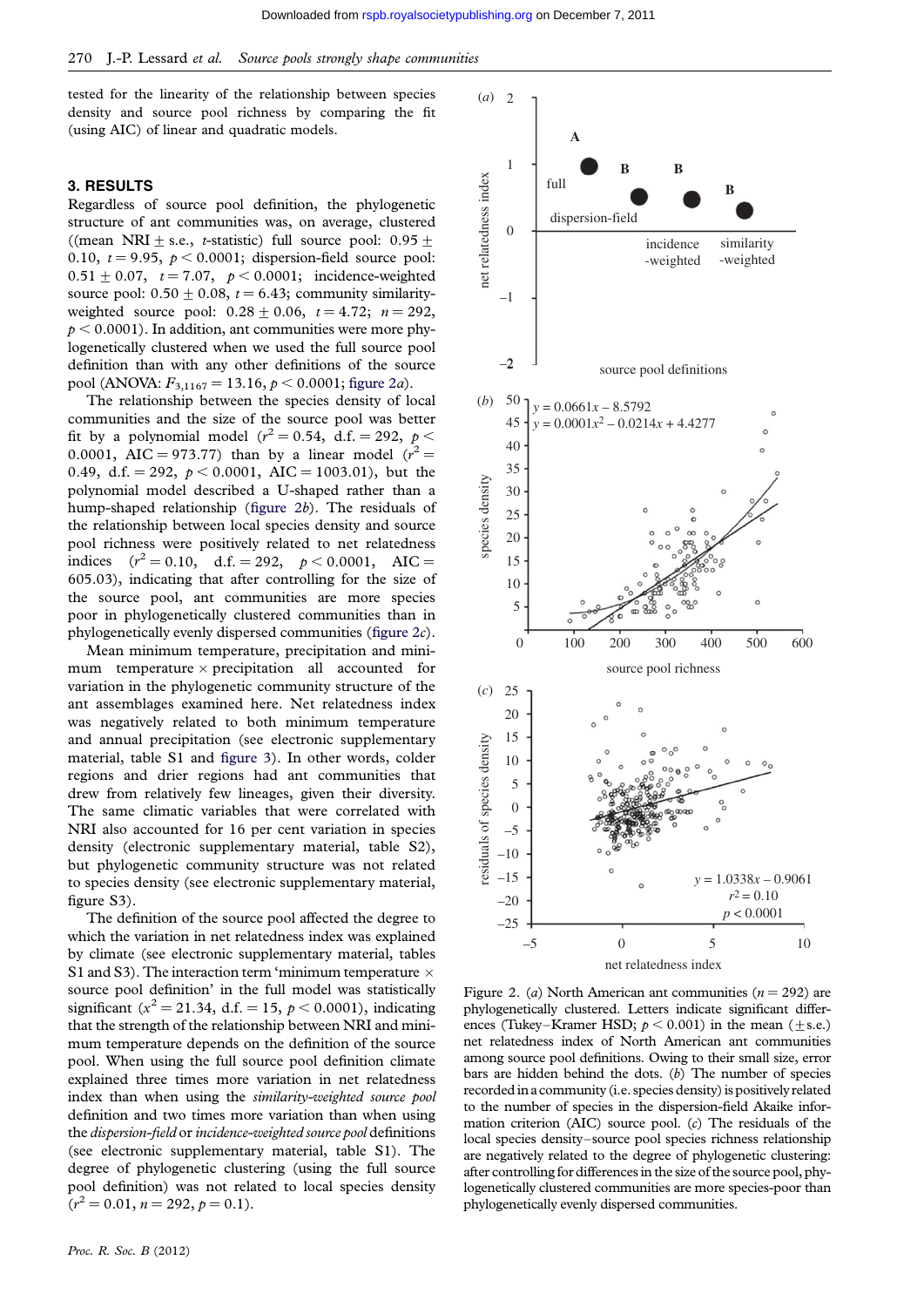tested for the linearity of the relationship between species density and source pool richness by comparing the fit (using AIC) of linear and quadratic models.

## 3. RESULTS

Regardless of source pool definition, the phylogenetic structure of ant communities was, on average, clustered ((mean NRI ± s.e., $t$-statistic) full source pool: $0.95 \pm 0.10$, $t = 9.95$, $p < 0.0001$; dispersion-field source pool: $0.51 \pm 0.07$, $t = 7.07$, $p < 0.0001$; incidence-weighted source pool: $0.50 \pm 0.08$, $t = 6.43$; community similarity-weighted source pool: $0.28 \pm 0.06$, $t = 4.72$; $n = 292$, $p < 0.0001$). In addition, ant communities were more phylogenetically clustered when we used the full source pool definition than with any other definitions of the source pool (ANOVA: $F_{3,1167} = 13.16$, $p < 0.0001$; figure 2$a$).

The relationship between the species density of local communities and the size of the source pool was better fit by a polynomial model ($r^2 = 0.54$, d.f. = 292, $p < 0.0001$, AIC = 973.77) than by a linear model ($r^2 = 0.49$, d.f. = 292, $p < 0.0001$, AIC = 1003.01), but the polynomial model described a U-shaped rather than a hump-shaped relationship (figure 2$b$). The residuals of the relationship between local species density and source pool richness were positively related to net relatedness indices ($r^2 = 0.10$, d.f. = 292, $p < 0.0001$, AIC = 605.03), indicating that after controlling for the size of the source pool, ant communities are more species poor in phylogenetically clustered than in phylogenetically evenly dispersed communities (figure 2$c$).

Mean minimum temperature, precipitation and minimum temperature × precipitation all accounted for variation in the phylogenetic community structure of the ant assemblages examined here. Net relatedness index was negatively related to both minimum temperature and annual precipitation (see electronic supplementary material, table S1 and figure 3). In other words, colder regions and drier regions had ant communities that drew from relatively few lineages, given their diversity. The same climatic variables that were correlated with NRI also accounted for 16 per cent variation in species density (electronic supplementary material, table S2), but phylogenetic community structure was not related to species density (see electronic supplementary material, figure S3).

The definition of the source pool affected the degree to which the variation in net relatedness index was explained by climate (see electronic supplementary material, tables S1 and S3). The interaction term 'minimum temperature × source pool definition' in the full model was statistically significant ($x^2 = 21.34$, d.f. = 15, $p < 0.0001$), indicating that the strength of the relationship between NRI and minimum temperature depends on the definition of the source pool. When using the full source pool definition climate explained three times more variation in net relatedness index than when using the *similarity-weighted source pool* definition and two times more variation than when using the *dispersion-field* or *incidence-weighted source pool* definitions (see electronic supplementary material, table S1). The degree of phylogenetic clustering (using the full source pool definition) was not related to local species density ($r^2 = 0.01$, $n = 292$, $p = 0.1$).

(a)
net relatedness index
2
1
0
−1
−2
A
B
B
B
full
dispersion-field
incidence -weighted
similarity -weighted
source pool definitions

(b)
species density
50
45
40
35
30
25
20
15
10
5
0
100
200
300
400
500
600
$y = 0.0661x - 8.5792$
$y = 0.0001x^2 - 0.0214x + 4.4277$
source pool richness

(c)
residuals of species density
25
20
15
10
5
0
−5
−10
−15
−20
−25
−5
0
5
10
$y = 1.0338x - 0.9061$
$r^2 = 0.10$
$p < 0.0001$
net relatedness index

Figure 2. (a) North American ant communities ($n = 292$) are phylogenetically clustered. Letters indicate significant differences (Tukey–Kramer HSD; $p < 0.001$) in the mean (±s.e.) net relatedness index of North American ant communities among source pool definitions. Owing to their small size, error bars are hidden behind the dots. (b) The number of species recorded in a community (i.e. species density) is positively related to the number of species in the dispersion-field Akaike information criterion (AIC) source pool. (c) The residuals of the local species density–source pool species richness relationship are negatively related to the degree of phylogenetic clustering: after controlling for differences in the size of the source pool, phylogenetically clustered communities are more species-poor than phylogenetically evenly dispersed communities.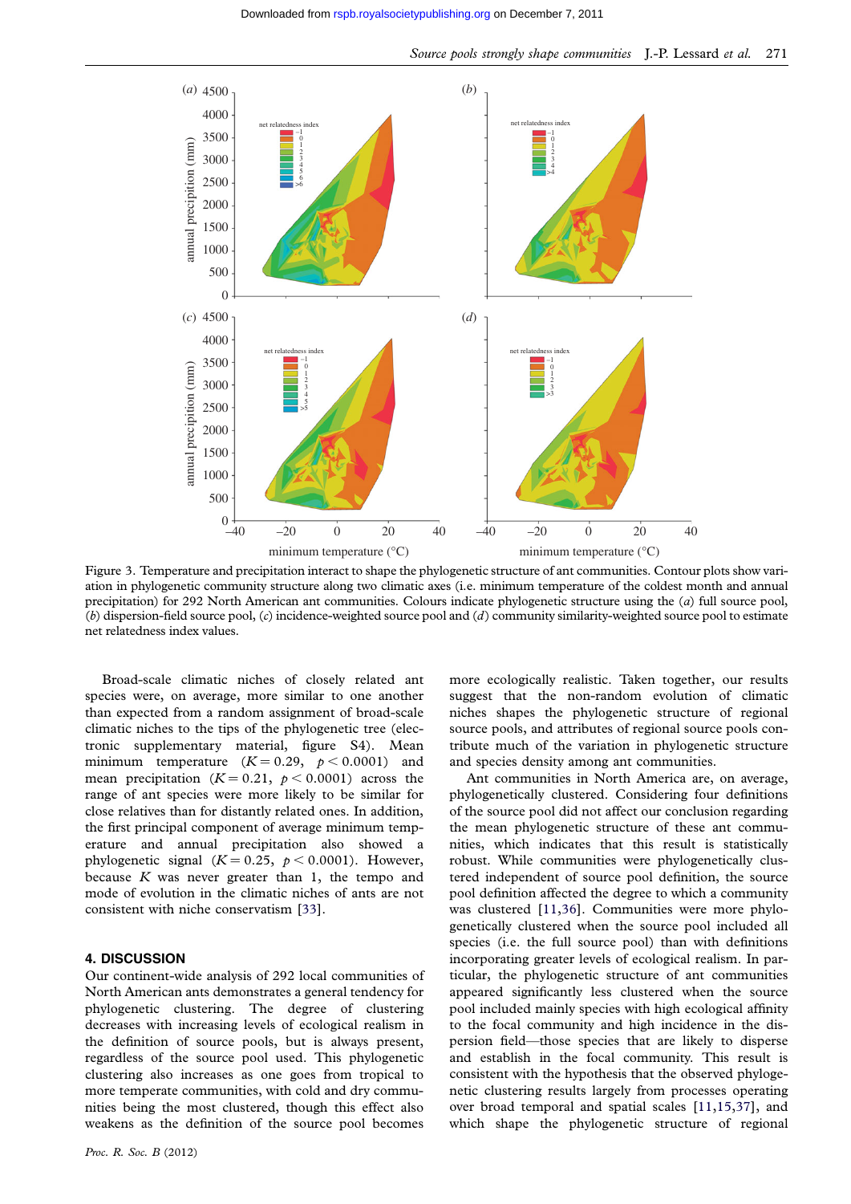(a)

net relatedness index
−1
0
1
2
3
4
5
6
>6

annual precipition (mm)
4500
4000
3500
3000
2500
2000
1500
1000
500
0

(b)

net relatedness index
−1
0
1
2
3
4
>4

(c)

net relatedness index
−1
0
1
2
3
4
5
>5

annual precipition (mm)
4500
4000
3500
3000
2500
2000
1500
1000
500
0

−40 −20 0 20 40

minimum temperature (°C)

(d)

net relatedness index
−1
0
1
2
3
>3

−40 −20 0 20 40

minimum temperature (°C)

Figure 3. Temperature and precipitation interact to shape the phylogenetic structure of ant communities. Contour plots show variation in phylogenetic community structure along two climatic axes (i.e. minimum temperature of the coldest month and annual precipitation) for 292 North American ant communities. Colours indicate phylogenetic structure using the (*a*) full source pool, (*b*) dispersion-field source pool, (*c*) incidence-weighted source pool and (*d*) community similarity-weighted source pool to estimate net relatedness index values.

Broad-scale climatic niches of closely related ant species were, on average, more similar to one another than expected from a random assignment of broad-scale climatic niches to the tips of the phylogenetic tree (electronic supplementary material, figure S4). Mean minimum temperature ($K = 0.29$, $p < 0.0001$) and mean precipitation ($K = 0.21$, $p < 0.0001$) across the range of ant species were more likely to be similar for close relatives than for distantly related ones. In addition, the first principal component of average minimum temperature and annual precipitation also showed a phylogenetic signal ($K = 0.25$, $p < 0.0001$). However, because $K$ was never greater than 1, the tempo and mode of evolution in the climatic niches of ants are not consistent with niche conservatism [33].

## 4. DISCUSSION

Our continent-wide analysis of 292 local communities of North American ants demonstrates a general tendency for phylogenetic clustering. The degree of clustering decreases with increasing levels of ecological realism in the definition of source pools, but is always present, regardless of the source pool used. This phylogenetic clustering also increases as one goes from tropical to more temperate communities, with cold and dry communities being the most clustered, though this effect also weakens as the definition of the source pool becomes more ecologically realistic. Taken together, our results suggest that the non-random evolution of climatic niches shapes the phylogenetic structure of regional source pools, and attributes of regional source pools contribute much of the variation in phylogenetic structure and species density among ant communities.

Ant communities in North America are, on average, phylogenetically clustered. Considering four definitions of the source pool did not affect our conclusion regarding the mean phylogenetic structure of these ant communities, which indicates that this result is statistically robust. While communities were phylogenetically clustered independent of source pool definition, the source pool definition affected the degree to which a community was clustered [11,36]. Communities were more phylogenetically clustered when the source pool included all species (i.e. the full source pool) than with definitions incorporating greater levels of ecological realism. In particular, the phylogenetic structure of ant communities appeared significantly less clustered when the source pool included mainly species with high ecological affinity to the focal community and high incidence in the dispersion field—those species that are likely to disperse and establish in the focal community. This result is consistent with the hypothesis that the observed phylogenetic clustering results largely from processes operating over broad temporal and spatial scales [11,15,37], and which shape the phylogenetic structure of regional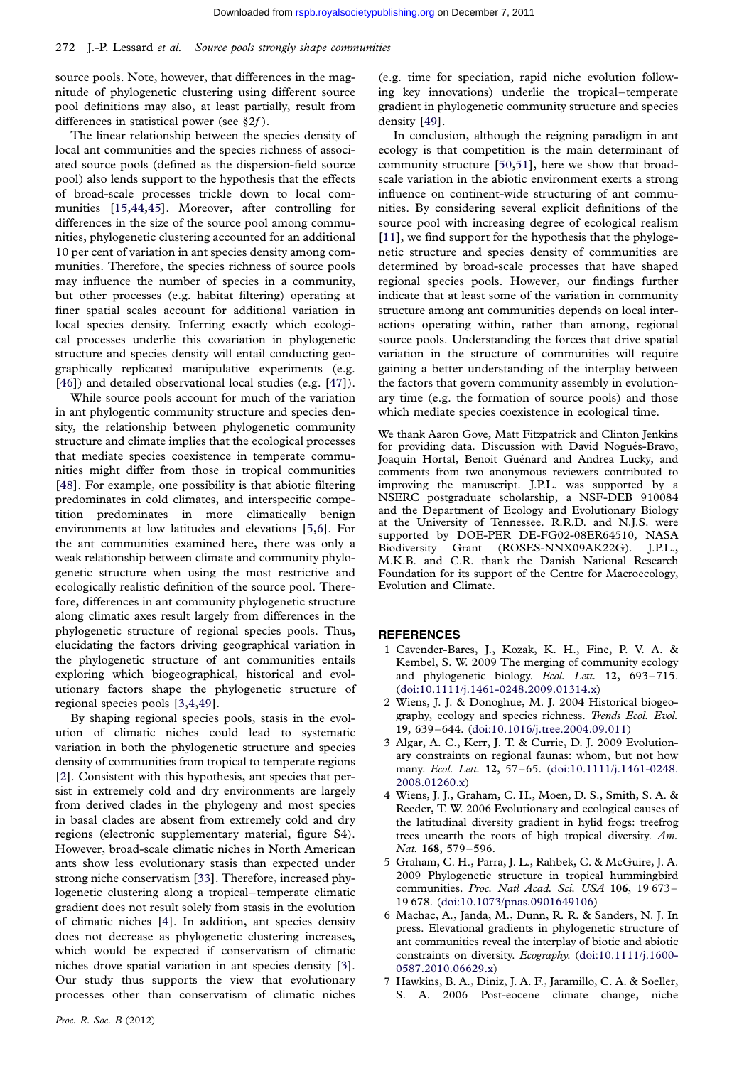source pools. Note, however, that differences in the magnitude of phylogenetic clustering using different source pool definitions may also, at least partially, result from differences in statistical power (see §2*f*).

The linear relationship between the species density of local ant communities and the species richness of associated source pools (defined as the dispersion-field source pool) also lends support to the hypothesis that the effects of broad-scale processes trickle down to local communities [15,44,45]. Moreover, after controlling for differences in the size of the source pool among communities, phylogenetic clustering accounted for an additional 10 per cent of variation in ant species density among communities. Therefore, the species richness of source pools may influence the number of species in a community, but other processes (e.g. habitat filtering) operating at finer spatial scales account for additional variation in local species density. Inferring exactly which ecological processes underlie this covariation in phylogenetic structure and species density will entail conducting geographically replicated manipulative experiments (e.g. [46]) and detailed observational local studies (e.g. [47]).

While source pools account for much of the variation in ant phylogentic community structure and species density, the relationship between phylogenetic community structure and climate implies that the ecological processes that mediate species coexistence in temperate communities might differ from those in tropical communities [48]. For example, one possibility is that abiotic filtering predominates in cold climates, and interspecific competition predominates in more climatically benign environments at low latitudes and elevations [5,6]. For the ant communities examined here, there was only a weak relationship between climate and community phylogenetic structure when using the most restrictive and ecologically realistic definition of the source pool. Therefore, differences in ant community phylogenetic structure along climatic axes result largely from differences in the phylogenetic structure of regional species pools. Thus, elucidating the factors driving geographical variation in the phylogenetic structure of ant communities entails exploring which biogeographical, historical and evolutionary factors shape the phylogenetic structure of regional species pools [3,4,49].

By shaping regional species pools, stasis in the evolution of climatic niches could lead to systematic variation in both the phylogenetic structure and species density of communities from tropical to temperate regions [2]. Consistent with this hypothesis, ant species that persist in extremely cold and dry environments are largely from derived clades in the phylogeny and most species in basal clades are absent from extremely cold and dry regions (electronic supplementary material, figure S4). However, broad-scale climatic niches in North American ants show less evolutionary stasis than expected under strong niche conservatism [33]. Therefore, increased phylogenetic clustering along a tropical–temperate climatic gradient does not result solely from stasis in the evolution of climatic niches [4]. In addition, ant species density does not decrease as phylogenetic clustering increases, which would be expected if conservatism of climatic niches drove spatial variation in ant species density [3]. Our study thus supports the view that evolutionary processes other than conservatism of climatic niches (e.g. time for speciation, rapid niche evolution following key innovations) underlie the tropical–temperate gradient in phylogenetic community structure and species density [49].

In conclusion, although the reigning paradigm in ant ecology is that competition is the main determinant of community structure [50,51], here we show that broad-scale variation in the abiotic environment exerts a strong influence on continent-wide structuring of ant communities. By considering several explicit definitions of the source pool with increasing degree of ecological realism [11], we find support for the hypothesis that the phylogenetic structure and species density of communities are determined by broad-scale processes that have shaped regional species pools. However, our findings further indicate that at least some of the variation in community structure among ant communities depends on local interactions operating within, rather than among, regional source pools. Understanding the forces that drive spatial variation in the structure of communities will require gaining a better understanding of the interplay between the factors that govern community assembly in evolutionary time (e.g. the formation of source pools) and those which mediate species coexistence in ecological time.

We thank Aaron Gove, Matt Fitzpatrick and Clinton Jenkins for providing data. Discussion with David Nogués-Bravo, Joaquin Hortal, Benoit Guénard and Andrea Lucky, and comments from two anonymous reviewers contributed to improving the manuscript. J.P.L. was supported by a NSERC postgraduate scholarship, a NSF-DEB 910084 and the Department of Ecology and Evolutionary Biology at the University of Tennessee. R.R.D. and N.J.S. were supported by DOE-PER DE-FG02-08ER64510, NASA Biodiversity Grant (ROSES-NNX09AK22G). J.P.L., M.K.B. and C.R. thank the Danish National Research Foundation for its support of the Centre for Macroecology, Evolution and Climate.

## REFERENCES

1 Cavender-Bares, J., Kozak, K. H., Fine, P. V. A. & Kembel, S. W. 2009 The merging of community ecology and phylogenetic biology. *Ecol. Lett.* **12**, 693–715. (doi:10.1111/j.1461-0248.2009.01314.x)

2 Wiens, J. J. & Donoghue, M. J. 2004 Historical biogeography, ecology and species richness. *Trends Ecol. Evol.* **19**, 639–644. (doi:10.1016/j.tree.2004.09.011)

3 Algar, A. C., Kerr, J. T. & Currie, D. J. 2009 Evolutionary constraints on regional faunas: whom, but not how many. *Ecol. Lett.* **12**, 57–65. (doi:10.1111/j.1461-0248.2008.01260.x)

4 Wiens, J. J., Graham, C. H., Moen, D. S., Smith, S. A. & Reeder, T. W. 2006 Evolutionary and ecological causes of the latitudinal diversity gradient in hylid frogs: treefrog trees unearth the roots of high tropical diversity. *Am. Nat.* **168**, 579–596.

5 Graham, C. H., Parra, J. L., Rahbek, C. & McGuire, J. A. 2009 Phylogenetic structure in tropical hummingbird communities. *Proc. Natl Acad. Sci. USA* **106**, 19 673–19 678. (doi:10.1073/pnas.0901649106)

6 Machac, A., Janda, M., Dunn, R. R. & Sanders, N. J. In press. Elevational gradients in phylogenetic structure of ant communities reveal the interplay of biotic and abiotic constraints on diversity. *Ecography*. (doi:10.1111/j.1600-0587.2010.06629.x)

7 Hawkins, B. A., Diniz, J. A. F., Jaramillo, C. A. & Soeller, S. A. 2006 Post-eocene climate change, niche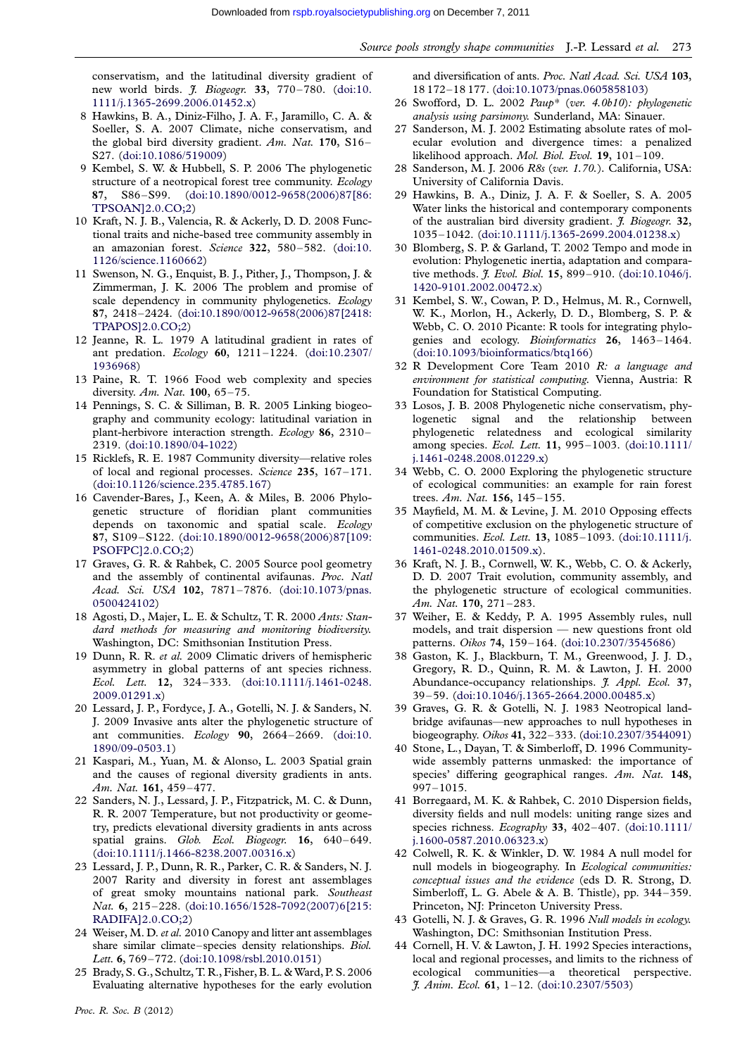conservatism, and the latitudinal diversity gradient of new world birds. *J. Biogeogr.* **33**, 770–780. (doi:10.1111/j.1365-2699.2006.01452.x)

8 Hawkins, B. A., Diniz-Filho, J. A. F., Jaramillo, C. A. & Soeller, S. A. 2007 Climate, niche conservatism, and the global bird diversity gradient. *Am. Nat.* **170**, S16–S27. (doi:10.1086/519009)

9 Kembel, S. W. & Hubbell, S. P. 2006 The phylogenetic structure of a neotropical forest tree community. *Ecology* **87**, S86–S99. (doi:10.1890/0012-9658(2006)87[86:TPSOAN]2.0.CO;2)

10 Kraft, N. J. B., Valencia, R. & Ackerly, D. D. 2008 Functional traits and niche-based tree community assembly in an amazonian forest. *Science* **322**, 580–582. (doi:10.1126/science.1160662)

11 Swenson, N. G., Enquist, B. J., Pither, J., Thompson, J. & Zimmerman, J. K. 2006 The problem and promise of scale dependency in community phylogenetics. *Ecology* **87**, 2418–2424. (doi:10.1890/0012-9658(2006)87[2418:TPAPOS]2.0.CO;2)

12 Jeanne, R. L. 1979 A latitudinal gradient in rates of ant predation. *Ecology* **60**, 1211–1224. (doi:10.2307/1936968)

13 Paine, R. T. 1966 Food web complexity and species diversity. *Am. Nat.* **100**, 65–75.

14 Pennings, S. C. & Silliman, B. R. 2005 Linking biogeography and community ecology: latitudinal variation in plant-herbivore interaction strength. *Ecology* **86**, 2310–2319. (doi:10.1890/04-1022)

15 Ricklefs, R. E. 1987 Community diversity—relative roles of local and regional processes. *Science* **235**, 167–171. (doi:10.1126/science.235.4785.167)

16 Cavender-Bares, J., Keen, A. & Miles, B. 2006 Phylogenetic structure of floridian plant communities depends on taxonomic and spatial scale. *Ecology* **87**, S109–S122. (doi:10.1890/0012-9658(2006)87[109:PSOFPC]2.0.CO;2)

17 Graves, G. R. & Rahbek, C. 2005 Source pool geometry and the assembly of continental avifaunas. *Proc. Natl Acad. Sci. USA* **102**, 7871–7876. (doi:10.1073/pnas.0500424102)

18 Agosti, D., Majer, L. E. & Schultz, T. R. 2000 *Ants: Standard methods for measuring and monitoring biodiversity.* Washington, DC: Smithsonian Institution Press.

19 Dunn, R. R. *et al.* 2009 Climatic drivers of hemispheric asymmetry in global patterns of ant species richness. *Ecol. Lett.* **12**, 324–333. (doi:10.1111/j.1461-0248.2009.01291.x)

20 Lessard, J. P., Fordyce, J. A., Gotelli, N. J. & Sanders, N. J. 2009 Invasive ants alter the phylogenetic structure of ant communities. *Ecology* **90**, 2664–2669. (doi:10.1890/09-0503.1)

21 Kaspari, M., Yuan, M. & Alonso, L. 2003 Spatial grain and the causes of regional diversity gradients in ants. *Am. Nat.* **161**, 459–477.

22 Sanders, N. J., Lessard, J. P., Fitzpatrick, M. C. & Dunn, R. R. 2007 Temperature, but not productivity or geometry, predicts elevational diversity gradients in ants across spatial grains. *Glob. Ecol. Biogeogr.* **16**, 640–649. (doi:10.1111/j.1466-8238.2007.00316.x)

23 Lessard, J. P., Dunn, R. R., Parker, C. R. & Sanders, N. J. 2007 Rarity and diversity in forest ant assemblages of great smoky mountains national park. *Southeast Nat.* **6**, 215–228. (doi:10.1656/1528-7092(2007)6[215:RADIFA]2.0.CO;2)

24 Weiser, M. D. *et al.* 2010 Canopy and litter ant assemblages share similar climate–species density relationships. *Biol. Lett.* **6**, 769–772. (doi:10.1098/rsbl.2010.0151)

25 Brady, S. G., Schultz, T. R., Fisher, B. L. & Ward, P. S. 2006 Evaluating alternative hypotheses for the early evolution and diversification of ants. *Proc. Natl Acad. Sci. USA* **103**, 18 172–18 177. (doi:10.1073/pnas.0605858103)

26 Swofford, D. L. 2002 *Paup\* (ver. 4.0b10): phylogenetic analysis using parsimony.* Sunderland, MA: Sinauer.

27 Sanderson, M. J. 2002 Estimating absolute rates of molecular evolution and divergence times: a penalized likelihood approach. *Mol. Biol. Evol.* **19**, 101–109.

28 Sanderson, M. J. 2006 *R8s (ver. 1.70.).* California, USA: University of California Davis.

29 Hawkins, B. A., Diniz, J. A. F. & Soeller, S. A. 2005 Water links the historical and contemporary components of the australian bird diversity gradient. *J. Biogeogr.* **32**, 1035–1042. (doi:10.1111/j.1365-2699.2004.01238.x)

30 Blomberg, S. P. & Garland, T. 2002 Tempo and mode in evolution: Phylogenetic inertia, adaptation and comparative methods. *J. Evol. Biol.* **15**, 899–910. (doi:10.1046/j.1420-9101.2002.00472.x)

31 Kembel, S. W., Cowan, P. D., Helmus, M. R., Cornwell, W. K., Morlon, H., Ackerly, D. D., Blomberg, S. P. & Webb, C. O. 2010 Picante: R tools for integrating phylogenies and ecology. *Bioinformatics* **26**, 1463–1464. (doi:10.1093/bioinformatics/btq166)

32 R Development Core Team 2010 *R: a language and environment for statistical computing.* Vienna, Austria: R Foundation for Statistical Computing.

33 Losos, J. B. 2008 Phylogenetic niche conservatism, phylogenetic signal and the relationship between phylogenetic relatedness and ecological similarity among species. *Ecol. Lett.* **11**, 995–1003. (doi:10.1111/j.1461-0248.2008.01229.x)

34 Webb, C. O. 2000 Exploring the phylogenetic structure of ecological communities: an example for rain forest trees. *Am. Nat.* **156**, 145–155.

35 Mayfield, M. M. & Levine, J. M. 2010 Opposing effects of competitive exclusion on the phylogenetic structure of communities. *Ecol. Lett.* **13**, 1085–1093. (doi:10.1111/j.1461-0248.2010.01509.x).

36 Kraft, N. J. B., Cornwell, W. K., Webb, C. O. & Ackerly, D. D. 2007 Trait evolution, community assembly, and the phylogenetic structure of ecological communities. *Am. Nat.* **170**, 271–283.

37 Weiher, E. & Keddy, P. A. 1995 Assembly rules, null models, and trait dispersion — new questions front old patterns. *Oikos* **74**, 159–164. (doi:10.2307/3545686)

38 Gaston, K. J., Blackburn, T. M., Greenwood, J. J. D., Gregory, R. D., Quinn, R. M. & Lawton, J. H. 2000 Abundance-occupancy relationships. *J. Appl. Ecol.* **37**, 39–59. (doi:10.1046/j.1365-2664.2000.00485.x)

39 Graves, G. R. & Gotelli, N. J. 1983 Neotropical land-bridge avifaunas—new approaches to null hypotheses in biogeography. *Oikos* **41**, 322–333. (doi:10.2307/3544091)

40 Stone, L., Dayan, T. & Simberloff, D. 1996 Community-wide assembly patterns unmasked: the importance of species' differing geographical ranges. *Am. Nat.* **148**, 997–1015.

41 Borregaard, M. K. & Rahbek, C. 2010 Dispersion fields, diversity fields and null models: uniting range sizes and species richness. *Ecography* **33**, 402–407. (doi:10.1111/j.1600-0587.2010.06323.x)

42 Colwell, R. K. & Winkler, D. W. 1984 A null model for null models in biogeography. In *Ecological communities: conceptual issues and the evidence* (eds D. R. Strong, D. Simberloff, L. G. Abele & A. B. Thistle), pp. 344–359. Princeton, NJ: Princeton University Press.

43 Gotelli, N. J. & Graves, G. R. 1996 *Null models in ecology.* Washington, DC: Smithsonian Institution Press.

44 Cornell, H. V. & Lawton, J. H. 1992 Species interactions, local and regional processes, and limits to the richness of ecological communities—a theoretical perspective. *J. Anim. Ecol.* **61**, 1–12. (doi:10.2307/5503)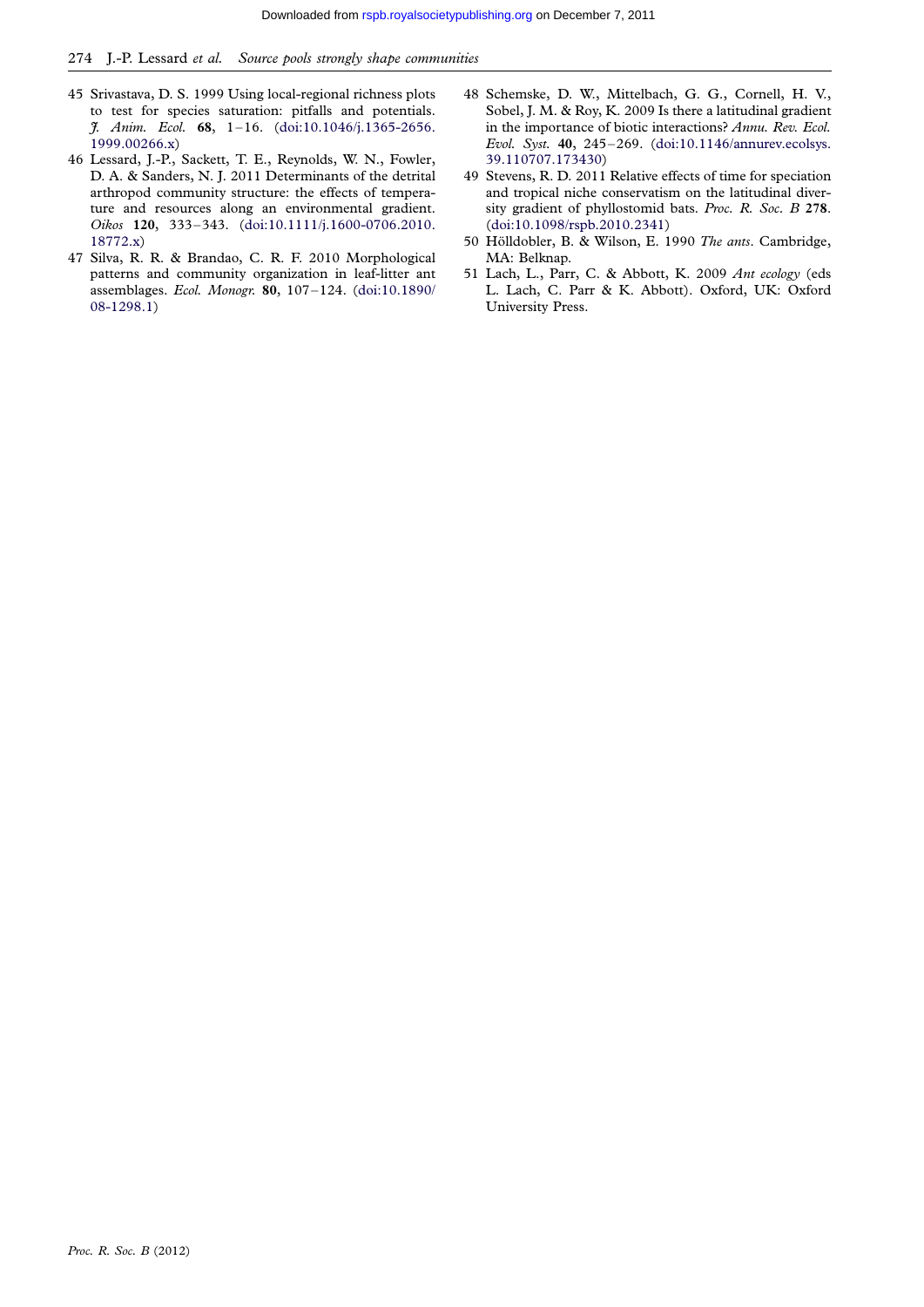45 Srivastava, D. S. 1999 Using local-regional richness plots to test for species saturation: pitfalls and potentials. *J. Anim. Ecol.* **68**, 1–16. (doi:10.1046/j.1365-2656.1999.00266.x)

46 Lessard, J.-P., Sackett, T. E., Reynolds, W. N., Fowler, D. A. & Sanders, N. J. 2011 Determinants of the detrital arthropod community structure: the effects of temperature and resources along an environmental gradient. *Oikos* **120**, 333–343. (doi:10.1111/j.1600-0706.2010.18772.x)

47 Silva, R. R. & Brandao, C. R. F. 2010 Morphological patterns and community organization in leaf-litter ant assemblages. *Ecol. Monogr.* **80**, 107–124. (doi:10.1890/08-1298.1)

48 Schemske, D. W., Mittelbach, G. G., Cornell, H. V., Sobel, J. M. & Roy, K. 2009 Is there a latitudinal gradient in the importance of biotic interactions? *Annu. Rev. Ecol. Evol. Syst.* **40**, 245–269. (doi:10.1146/annurev.ecolsys.39.110707.173430)

49 Stevens, R. D. 2011 Relative effects of time for speciation and tropical niche conservatism on the latitudinal diversity gradient of phyllostomid bats. *Proc. R. Soc. B* **278**. (doi:10.1098/rspb.2010.2341)

50 Hölldobler, B. & Wilson, E. 1990 *The ants*. Cambridge, MA: Belknap.

51 Lach, L., Parr, C. & Abbott, K. 2009 *Ant ecology* (eds L. Lach, C. Parr & K. Abbott). Oxford, UK: Oxford University Press.